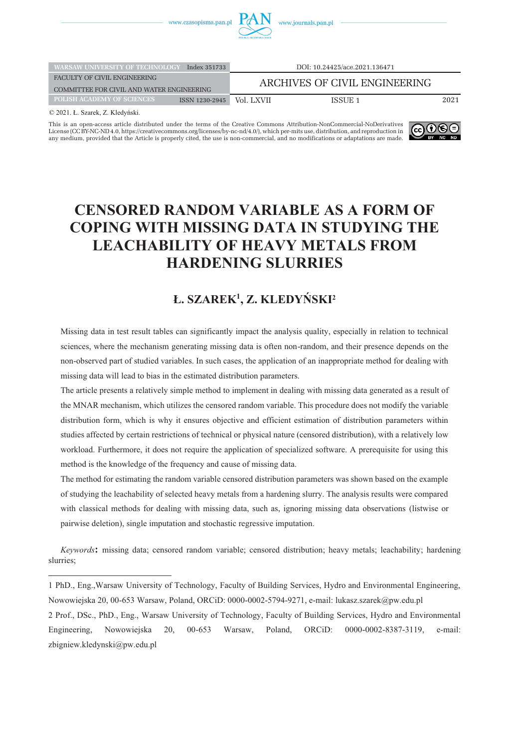| WARSAW UNIVERSITY OF TECHNOLOGY | Index 351733 | DOI: 10.24425/ace.2021.136471 | | |
|---|---|---|---|---|
| FACULTY OF CIVIL ENGINEERING | | ARCHIVES OF CIVIL ENGINEERING | | |
| COMMITTEE FOR CIVIL AND WATER ENGINEERING | | | | |
| POLISH ACADEMY OF SCIENCES | ISSN 1230-2945 | Vol. LXVII | ISSUE 1 | 2021 |

© 2021. Ł. Szarek, Z. Kledyński.

This is an open-access article distributed under the terms of the Creative Commons Attribution-NonCommercial-NoDerivatives License (CC BY-NC-ND 4.0, https://creativecommons.org/licenses/by-nc-nd/4.0/), which per-mits use, distribution, and reproduction in any medium, provided that the Article is properly cited, the use is non-commercial, and no modifications or adaptations are made.

# CENSORED RANDOM VARIABLE AS A FORM OF COPING WITH MISSING DATA IN STUDYING THE LEACHABILITY OF HEAVY METALS FROM HARDENING SLURRIES

## Ł. SZAREK[1], Z. KLEDYŃSKI[2]

Missing data in test result tables can significantly impact the analysis quality, especially in relation to technical sciences, where the mechanism generating missing data is often non-random, and their presence depends on the non-observed part of studied variables. In such cases, the application of an inappropriate method for dealing with missing data will lead to bias in the estimated distribution parameters.

The article presents a relatively simple method to implement in dealing with missing data generated as a result of the MNAR mechanism, which utilizes the censored random variable. This procedure does not modify the variable distribution form, which is why it ensures objective and efficient estimation of distribution parameters within studies affected by certain restrictions of technical or physical nature (censored distribution), with a relatively low workload. Furthermore, it does not require the application of specialized software. A prerequisite for using this method is the knowledge of the frequency and cause of missing data.

The method for estimating the random variable censored distribution parameters was shown based on the example of studying the leachability of selected heavy metals from a hardening slurry. The analysis results were compared with classical methods for dealing with missing data, such as, ignoring missing data observations (listwise or pairwise deletion), single imputation and stochastic regressive imputation.

*Keywords*: missing data; censored random variable; censored distribution; heavy metals; leachability; hardening slurries;

---

1 PhD., Eng.,Warsaw University of Technology, Faculty of Building Services, Hydro and Environmental Engineering, Nowowiejska 20, 00-653 Warsaw, Poland, ORCiD: 0000-0002-5794-9271, e-mail: lukasz.szarek@pw.edu.pl

2 Prof., DSc., PhD., Eng., Warsaw University of Technology, Faculty of Building Services, Hydro and Environmental Engineering, Nowowiejska 20, 00-653 Warsaw, Poland, ORCiD: 0000-0002-8387-3119, e-mail: zbigniew.kledynski@pw.edu.pl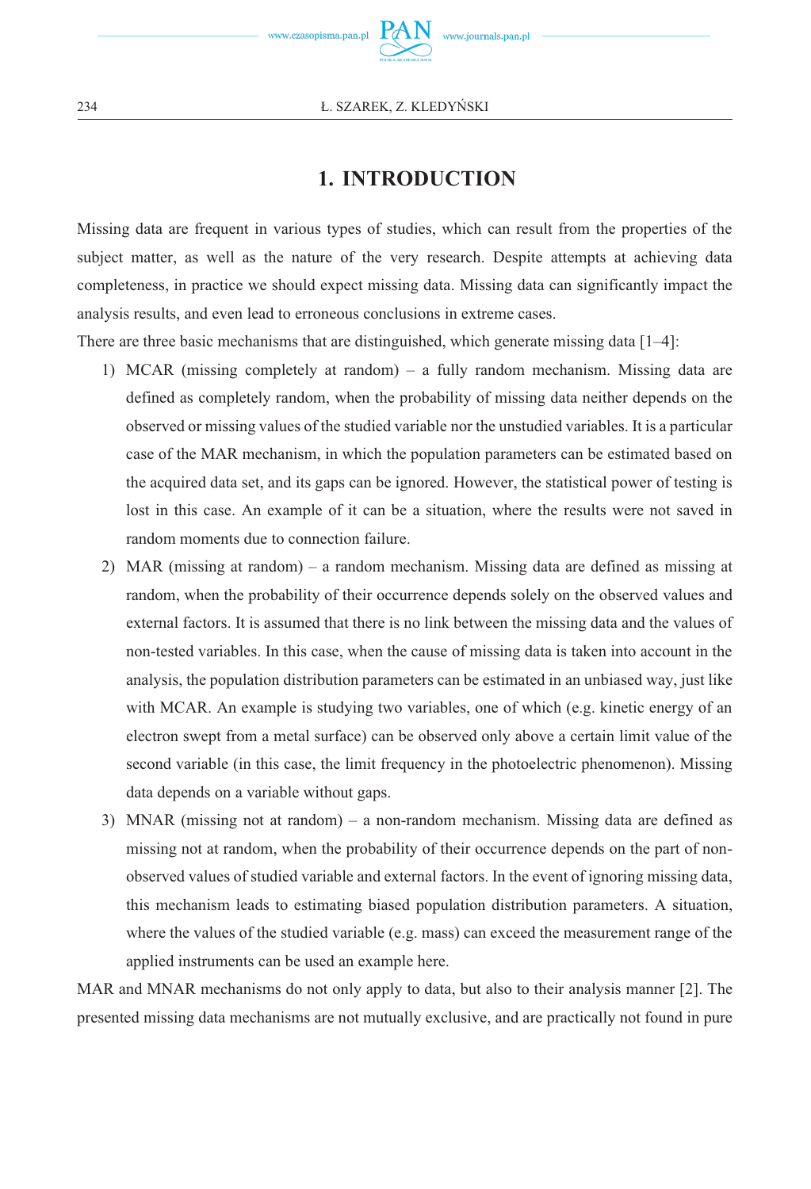# 1. INTRODUCTION

Missing data are frequent in various types of studies, which can result from the properties of the subject matter, as well as the nature of the very research. Despite attempts at achieving data completeness, in practice we should expect missing data. Missing data can significantly impact the analysis results, and even lead to erroneous conclusions in extreme cases.

There are three basic mechanisms that are distinguished, which generate missing data [1–4]:

1) MCAR (missing completely at random) – a fully random mechanism. Missing data are defined as completely random, when the probability of missing data neither depends on the observed or missing values of the studied variable nor the unstudied variables. It is a particular case of the MAR mechanism, in which the population parameters can be estimated based on the acquired data set, and its gaps can be ignored. However, the statistical power of testing is lost in this case. An example of it can be a situation, where the results were not saved in random moments due to connection failure.
2) MAR (missing at random) – a random mechanism. Missing data are defined as missing at random, when the probability of their occurrence depends solely on the observed values and external factors. It is assumed that there is no link between the missing data and the values of non-tested variables. In this case, when the cause of missing data is taken into account in the analysis, the population distribution parameters can be estimated in an unbiased way, just like with MCAR. An example is studying two variables, one of which (e.g. kinetic energy of an electron swept from a metal surface) can be observed only above a certain limit value of the second variable (in this case, the limit frequency in the photoelectric phenomenon). Missing data depends on a variable without gaps.
3) MNAR (missing not at random) – a non-random mechanism. Missing data are defined as missing not at random, when the probability of their occurrence depends on the part of non-observed values of studied variable and external factors. In the event of ignoring missing data, this mechanism leads to estimating biased population distribution parameters. A situation, where the values of the studied variable (e.g. mass) can exceed the measurement range of the applied instruments can be used an example here.

MAR and MNAR mechanisms do not only apply to data, but also to their analysis manner [2]. The presented missing data mechanisms are not mutually exclusive, and are practically not found in pure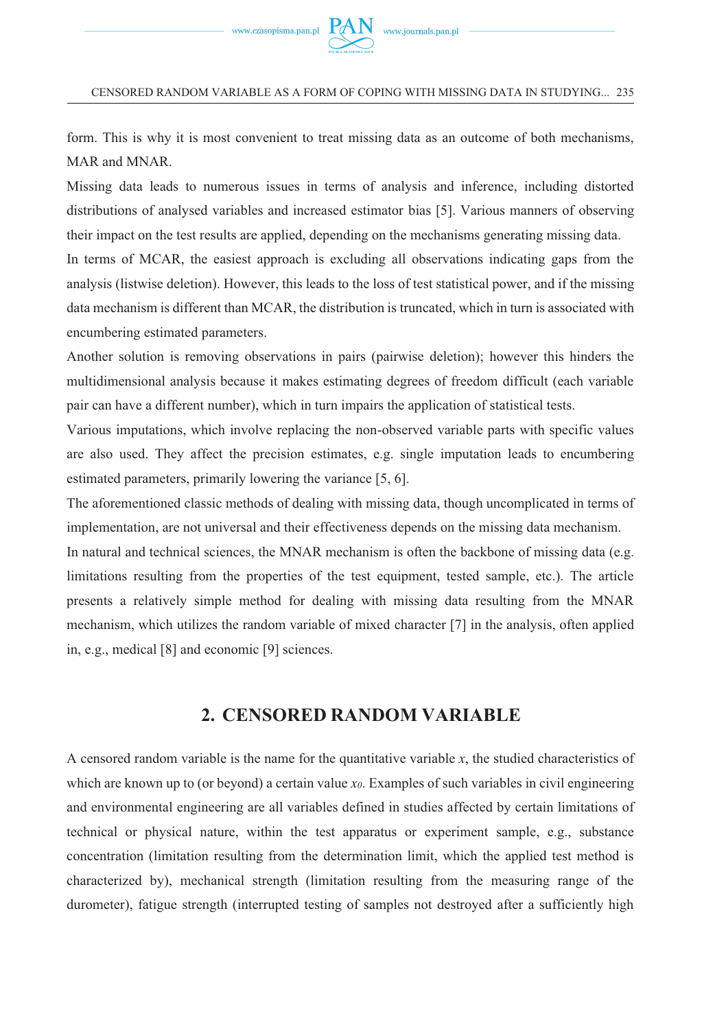form. This is why it is most convenient to treat missing data as an outcome of both mechanisms, MAR and MNAR.

Missing data leads to numerous issues in terms of analysis and inference, including distorted distributions of analysed variables and increased estimator bias [5]. Various manners of observing their impact on the test results are applied, depending on the mechanisms generating missing data.

In terms of MCAR, the easiest approach is excluding all observations indicating gaps from the analysis (listwise deletion). However, this leads to the loss of test statistical power, and if the missing data mechanism is different than MCAR, the distribution is truncated, which in turn is associated with encumbering estimated parameters.

Another solution is removing observations in pairs (pairwise deletion); however this hinders the multidimensional analysis because it makes estimating degrees of freedom difficult (each variable pair can have a different number), which in turn impairs the application of statistical tests.

Various imputations, which involve replacing the non-observed variable parts with specific values are also used. They affect the precision estimates, e.g. single imputation leads to encumbering estimated parameters, primarily lowering the variance [5, 6].

The aforementioned classic methods of dealing with missing data, though uncomplicated in terms of implementation, are not universal and their effectiveness depends on the missing data mechanism.

In natural and technical sciences, the MNAR mechanism is often the backbone of missing data (e.g. limitations resulting from the properties of the test equipment, tested sample, etc.). The article presents a relatively simple method for dealing with missing data resulting from the MNAR mechanism, which utilizes the random variable of mixed character [7] in the analysis, often applied in, e.g., medical [8] and economic [9] sciences.

## 2. CENSORED RANDOM VARIABLE

A censored random variable is the name for the quantitative variable $x$, the studied characteristics of which are known up to (or beyond) a certain value $x_0$. Examples of such variables in civil engineering and environmental engineering are all variables defined in studies affected by certain limitations of technical or physical nature, within the test apparatus or experiment sample, e.g., substance concentration (limitation resulting from the determination limit, which the applied test method is characterized by), mechanical strength (limitation resulting from the measuring range of the durometer), fatigue strength (interrupted testing of samples not destroyed after a sufficiently high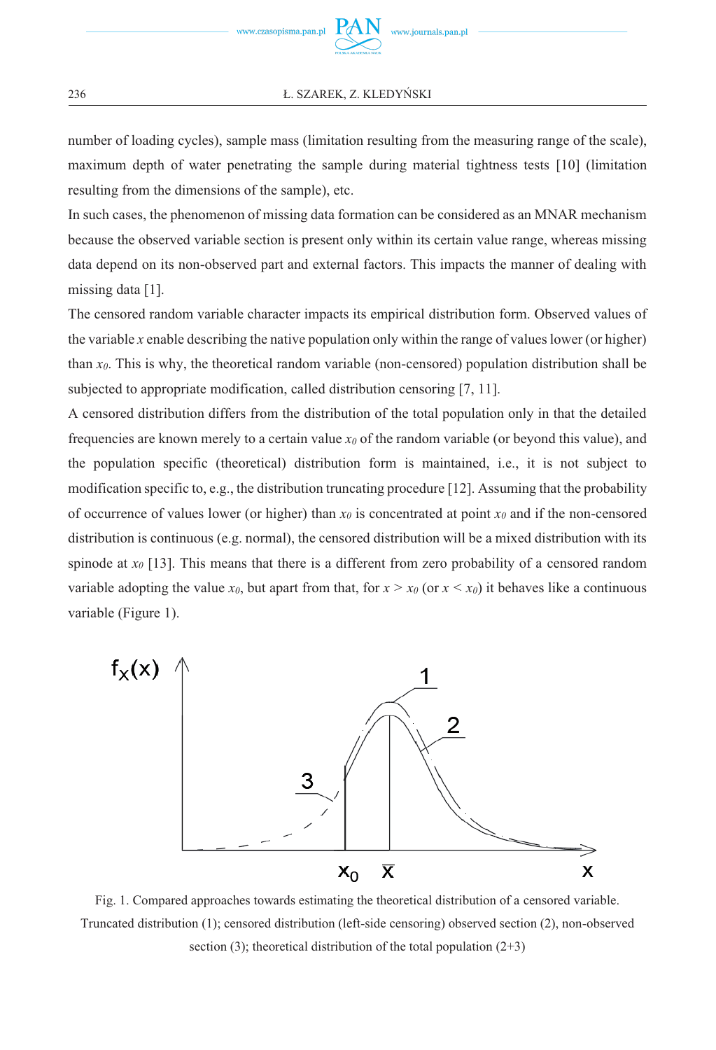number of loading cycles), sample mass (limitation resulting from the measuring range of the scale), maximum depth of water penetrating the sample during material tightness tests [10] (limitation resulting from the dimensions of the sample), etc.

In such cases, the phenomenon of missing data formation can be considered as an MNAR mechanism because the observed variable section is present only within its certain value range, whereas missing data depend on its non-observed part and external factors. This impacts the manner of dealing with missing data [1].

The censored random variable character impacts its empirical distribution form. Observed values of the variable $x$ enable describing the native population only within the range of values lower (or higher) than $x_0$. This is why, the theoretical random variable (non-censored) population distribution shall be subjected to appropriate modification, called distribution censoring [7, 11].

A censored distribution differs from the distribution of the total population only in that the detailed frequencies are known merely to a certain value $x_0$ of the random variable (or beyond this value), and the population specific (theoretical) distribution form is maintained, i.e., it is not subject to modification specific to, e.g., the distribution truncating procedure [12]. Assuming that the probability of occurrence of values lower (or higher) than $x_0$ is concentrated at point $x_0$ and if the non-censored distribution is continuous (e.g. normal), the censored distribution will be a mixed distribution with its spinode at $x_0$ [13]. This means that there is a different from zero probability of a censored random variable adopting the value $x_0$, but apart from that, for $x > x_0$ (or $x < x_0$) it behaves like a continuous variable (Figure 1).

Fig. 1. Compared approaches towards estimating the theoretical distribution of a censored variable. Truncated distribution (1); censored distribution (left-side censoring) observed section (2), non-observed section (3); theoretical distribution of the total population (2+3)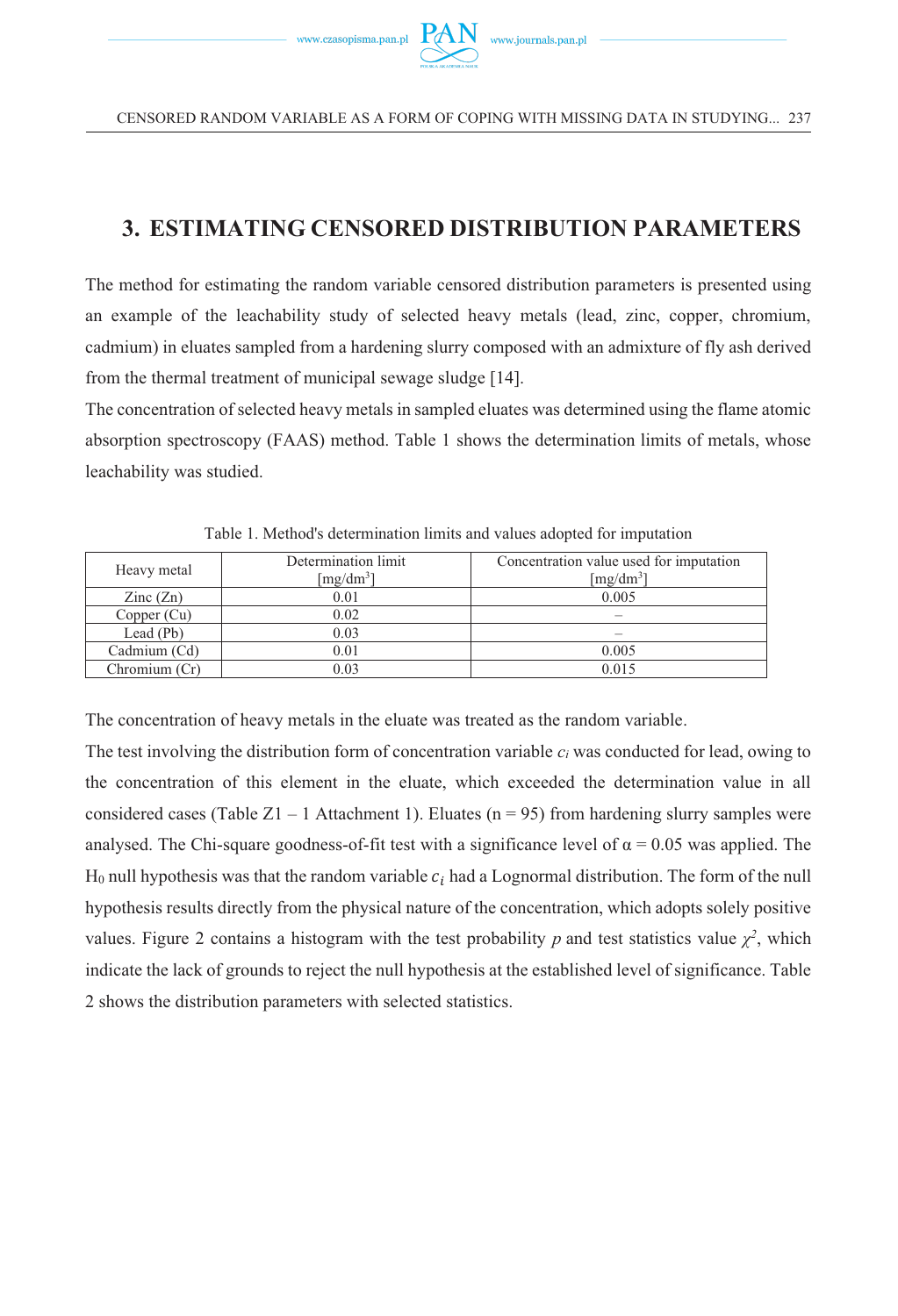## 3. ESTIMATING CENSORED DISTRIBUTION PARAMETERS

The method for estimating the random variable censored distribution parameters is presented using an example of the leachability study of selected heavy metals (lead, zinc, copper, chromium, cadmium) in eluates sampled from a hardening slurry composed with an admixture of fly ash derived from the thermal treatment of municipal sewage sludge [14].

The concentration of selected heavy metals in sampled eluates was determined using the flame atomic absorption spectroscopy (FAAS) method. Table 1 shows the determination limits of metals, whose leachability was studied.

Table 1. Method's determination limits and values adopted for imputation

| Heavy metal | Determination limit [mg/dm$^3$] | Concentration value used for imputation [mg/dm$^3$] |
|---|---|---|
| Zinc (Zn) | 0.01 | 0.005 |
| Copper (Cu) | 0.02 | – |
| Lead (Pb) | 0.03 | – |
| Cadmium (Cd) | 0.01 | 0.005 |
| Chromium (Cr) | 0.03 | 0.015 |

The concentration of heavy metals in the eluate was treated as the random variable.

The test involving the distribution form of concentration variable $c_i$ was conducted for lead, owing to the concentration of this element in the eluate, which exceeded the determination value in all considered cases (Table Z1 – 1 Attachment 1). Eluates (n = 95) from hardening slurry samples were analysed. The Chi-square goodness-of-fit test with a significance level of $\alpha = 0.05$ was applied. The $H_0$ null hypothesis was that the random variable $c_i$ had a Lognormal distribution. The form of the null hypothesis results directly from the physical nature of the concentration, which adopts solely positive values. Figure 2 contains a histogram with the test probability $p$ and test statistics value $\chi^2$, which indicate the lack of grounds to reject the null hypothesis at the established level of significance. Table 2 shows the distribution parameters with selected statistics.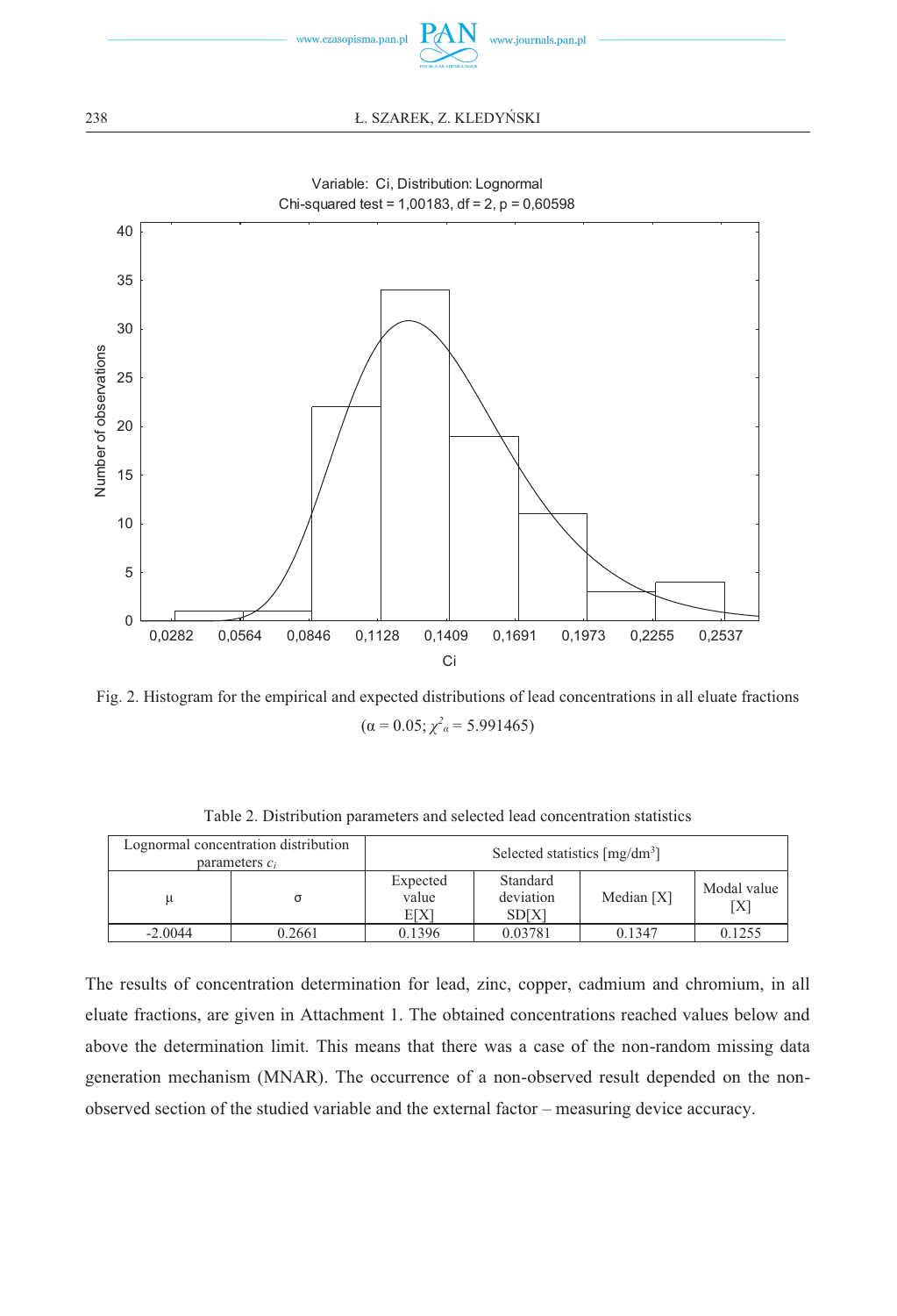Fig. 2. Histogram for the empirical and expected distributions of lead concentrations in all eluate fractions ($\alpha = 0.05$; $\chi^2_\alpha = 5.991465$)

Table 2. Distribution parameters and selected lead concentration statistics

| Lognormal concentration distribution parameters $c_i$ | | Selected statistics [mg/dm$^3$] | | | |
|---|---|---|---|---|---|
| μ | σ | Expected value E[X] | Standard deviation SD[X] | Median [X] | Modal value [X] |
| -2.0044 | 0.2661 | 0.1396 | 0.03781 | 0.1347 | 0.1255 |

The results of concentration determination for lead, zinc, copper, cadmium and chromium, in all eluate fractions, are given in Attachment 1. The obtained concentrations reached values below and above the determination limit. This means that there was a case of the non-random missing data generation mechanism (MNAR). The occurrence of a non-observed result depended on the non-observed section of the studied variable and the external factor – measuring device accuracy.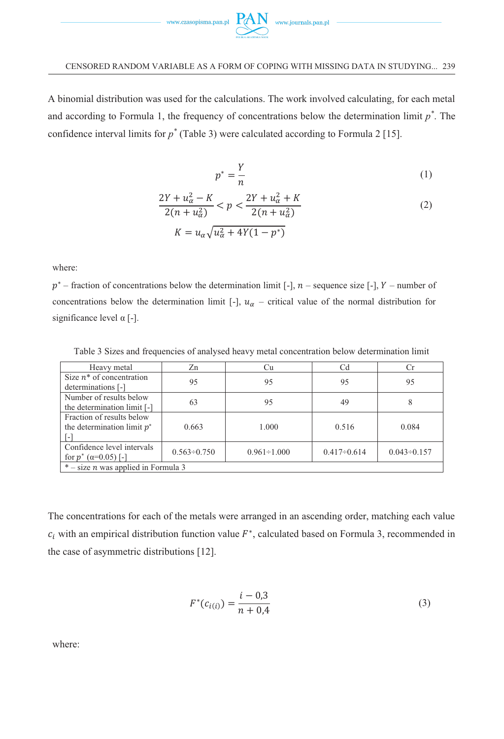A binomial distribution was used for the calculations. The work involved calculating, for each metal and according to Formula 1, the frequency of concentrations below the determination limit $p^*$. The confidence interval limits for $p^*$ (Table 3) were calculated according to Formula 2 [15].

$$p^* = \frac{Y}{n} \tag{1}$$

$$\frac{2Y + u_\alpha^2 - K}{2(n + u_\alpha^2)} < p < \frac{2Y + u_\alpha^2 + K}{2(n + u_\alpha^2)} \tag{2}$$

$$K = u_\alpha \sqrt{u_\alpha^2 + 4Y(1 - p^*)}$$

where:

$p^*$ – fraction of concentrations below the determination limit [-], $n$ – sequence size [-], $Y$ – number of concentrations below the determination limit [-], $u_\alpha$ – critical value of the normal distribution for significance level α [-].

Table 3 Sizes and frequencies of analysed heavy metal concentration below determination limit

| Heavy metal | Zn | Cu | Cd | Cr |
|---|---|---|---|---|
| Size $n$* of concentration determinations [-] | 95 | 95 | 95 | 95 |
| Number of results below the determination limit [-] | 63 | 95 | 49 | 8 |
| Fraction of results below the determination limit $p^*$ [-] | 0.663 | 1.000 | 0.516 | 0.084 |
| Confidence level intervals for $p^*$ (α=0.05) [-] | 0.563÷0.750 | 0.961÷1.000 | 0.417÷0.614 | 0.043÷0.157 |
| * – size $n$ was applied in Formula 3 | | | | |

The concentrations for each of the metals were arranged in an ascending order, matching each value $c_i$ with an empirical distribution function value $F^*$, calculated based on Formula 3, recommended in the case of asymmetric distributions [12].

$$F^*(c_{i(i)}) = \frac{i - 0{,}3}{n + 0{,}4} \tag{3}$$

where: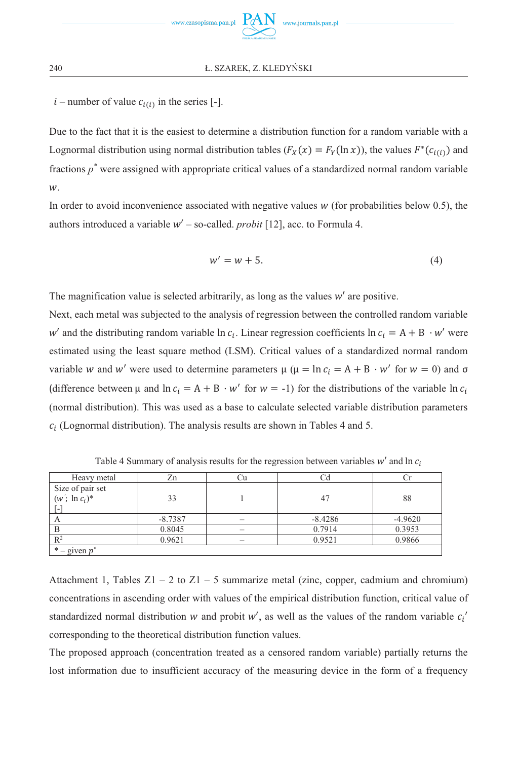$i$ – number of value $c_{i(i)}$ in the series [-].

Due to the fact that it is the easiest to determine a distribution function for a random variable with a Lognormal distribution using normal distribution tables ($F_X(x) = F_Y(\ln x)$), the values $F^*(c_{i(i)})$ and fractions $p^*$ were assigned with appropriate critical values of a standardized normal random variable $w$.

In order to avoid inconvenience associated with negative values $w$ (for probabilities below 0.5), the authors introduced a variable $w'$ – so-called. *probit* [12], acc. to Formula 4.

$$w' = w + 5. \tag{4}$$

The magnification value is selected arbitrarily, as long as the values $w'$ are positive.

Next, each metal was subjected to the analysis of regression between the controlled random variable $w'$ and the distributing random variable $\ln c_i$. Linear regression coefficients $\ln c_i = \mathrm{A} + \mathrm{B} \cdot w'$ were estimated using the least square method (LSM). Critical values of a standardized normal random variable $w$ and $w'$ were used to determine parameters μ ($\mu = \ln c_i = \mathrm{A} + \mathrm{B} \cdot w'$ for $w = 0$) and σ (difference between μ and $\ln c_i = \mathrm{A} + \mathrm{B} \cdot w'$ for $w = -1$) for the distributions of the variable $\ln c_i$ (normal distribution). This was used as a base to calculate selected variable distribution parameters $c_i$ (Lognormal distribution). The analysis results are shown in Tables 4 and 5.

Table 4 Summary of analysis results for the regression between variables $w'$ and $\ln c_i$

| Heavy metal | Zn | Cu | Cd | Cr |
|---|---|---|---|---|
| Size of pair set ($w'$; $\ln c_i$)* [-] | 33 | 1 | 47 | 88 |
| A | -8.7387 | – | -8.4286 | -4.9620 |
| B | 0.8045 | – | 0.7914 | 0.3953 |
| $R^2$ | 0.9621 | – | 0.9521 | 0.9866 |
| * – given $p^*$ | | | | |

Attachment 1, Tables Z1 – 2 to Z1 – 5 summarize metal (zinc, copper, cadmium and chromium) concentrations in ascending order with values of the empirical distribution function, critical value of standardized normal distribution $w$ and probit $w'$, as well as the values of the random variable $c_i'$ corresponding to the theoretical distribution function values.

The proposed approach (concentration treated as a censored random variable) partially returns the lost information due to insufficient accuracy of the measuring device in the form of a frequency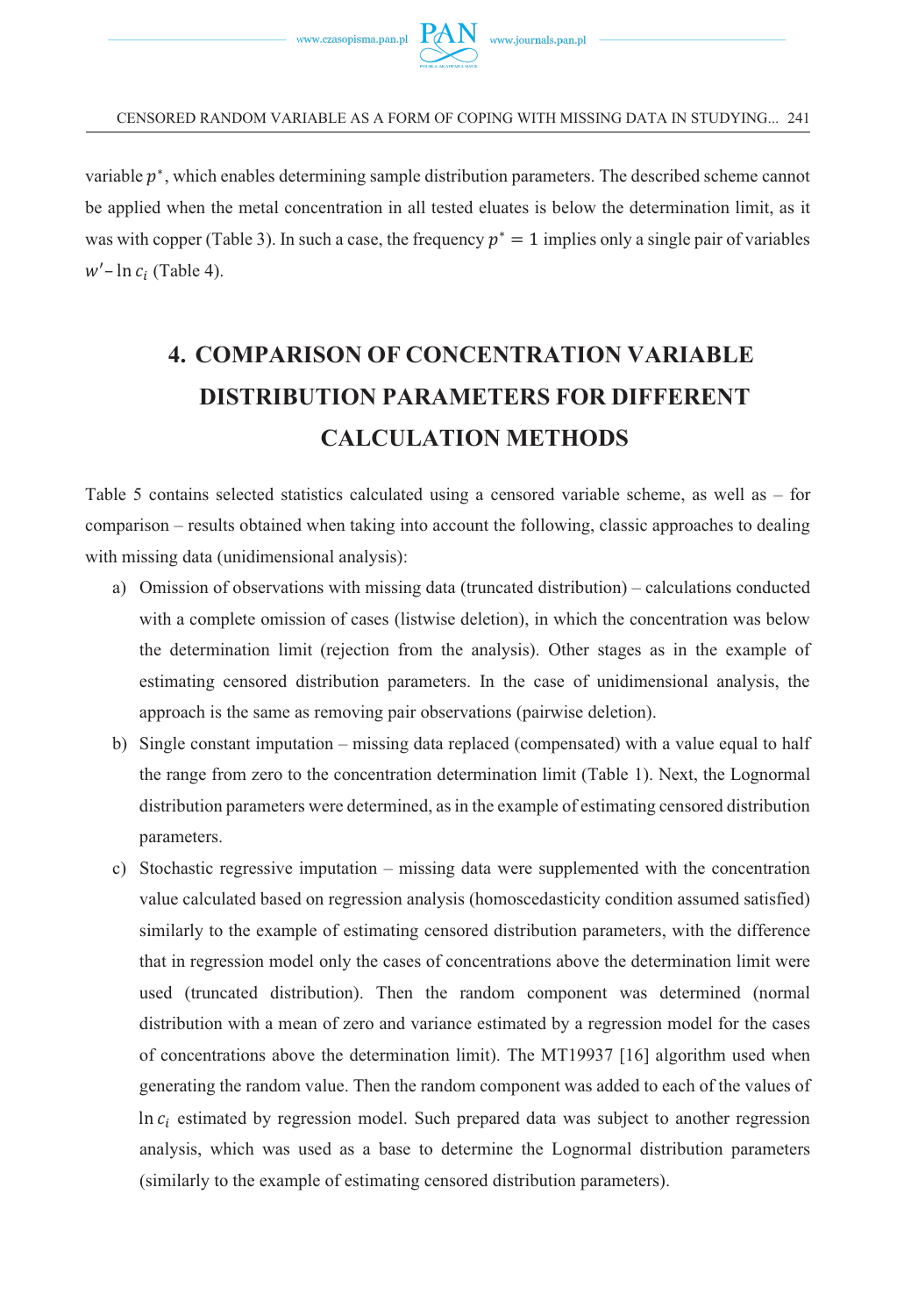variable $p^*$, which enables determining sample distribution parameters. The described scheme cannot be applied when the metal concentration in all tested eluates is below the determination limit, as it was with copper (Table 3). In such a case, the frequency $p^* = 1$ implies only a single pair of variables $w' - \ln c_i$ (Table 4).

## 4. COMPARISON OF CONCENTRATION VARIABLE DISTRIBUTION PARAMETERS FOR DIFFERENT CALCULATION METHODS

Table 5 contains selected statistics calculated using a censored variable scheme, as well as – for comparison – results obtained when taking into account the following, classic approaches to dealing with missing data (unidimensional analysis):

a) Omission of observations with missing data (truncated distribution) – calculations conducted with a complete omission of cases (listwise deletion), in which the concentration was below the determination limit (rejection from the analysis). Other stages as in the example of estimating censored distribution parameters. In the case of unidimensional analysis, the approach is the same as removing pair observations (pairwise deletion).

b) Single constant imputation – missing data replaced (compensated) with a value equal to half the range from zero to the concentration determination limit (Table 1). Next, the Lognormal distribution parameters were determined, as in the example of estimating censored distribution parameters.

c) Stochastic regressive imputation – missing data were supplemented with the concentration value calculated based on regression analysis (homoscedasticity condition assumed satisfied) similarly to the example of estimating censored distribution parameters, with the difference that in regression model only the cases of concentrations above the determination limit were used (truncated distribution). Then the random component was determined (normal distribution with a mean of zero and variance estimated by a regression model for the cases of concentrations above the determination limit). The MT19937 [16] algorithm used when generating the random value. Then the random component was added to each of the values of $\ln c_i$ estimated by regression model. Such prepared data was subject to another regression analysis, which was used as a base to determine the Lognormal distribution parameters (similarly to the example of estimating censored distribution parameters).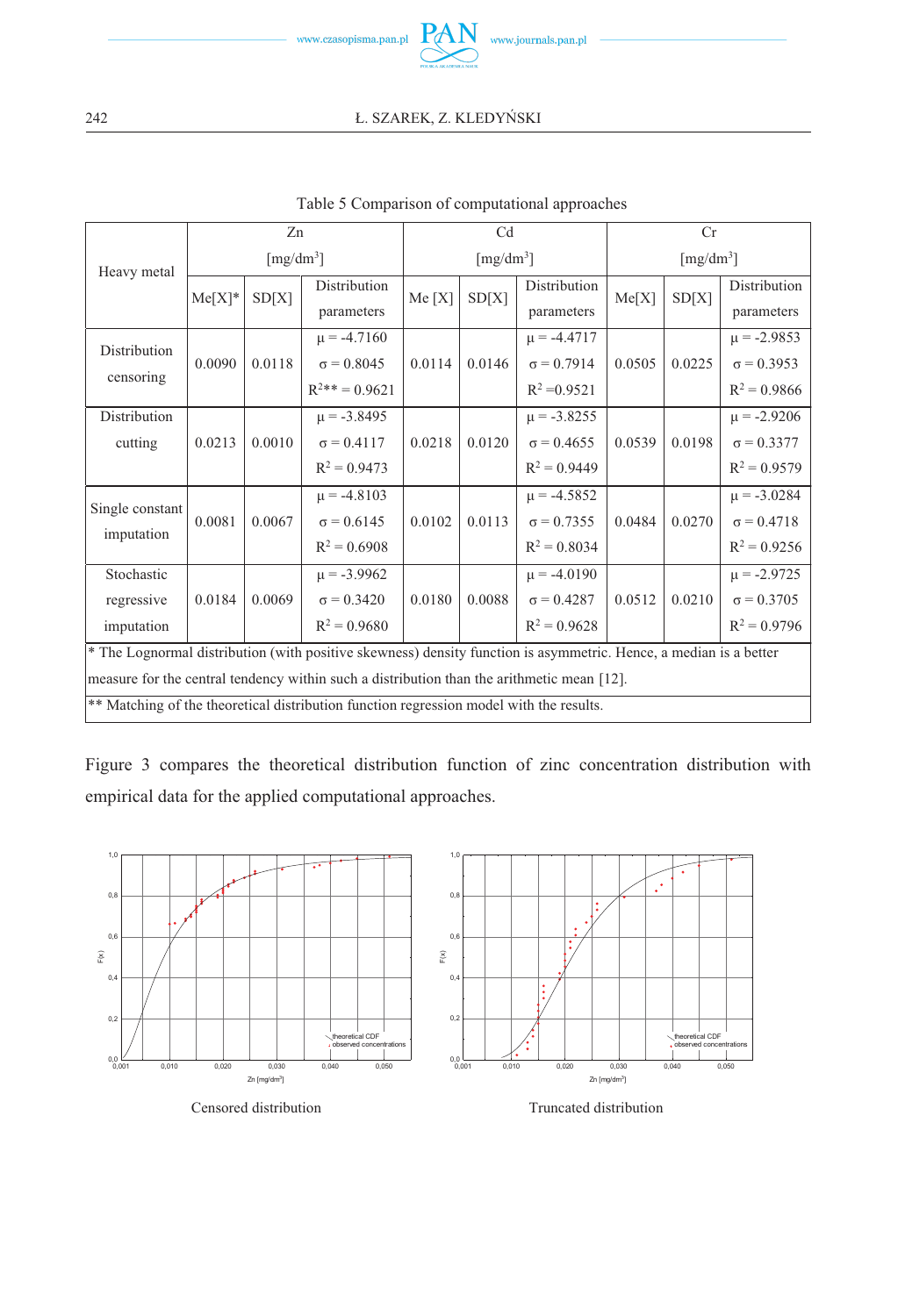Table 5 Comparison of computational approaches

| Heavy metal | Zn [mg/dm$^3$] | | | Cd [mg/dm$^3$] | | | Cr [mg/dm$^3$] | | |
|---|---|---|---|---|---|---|---|---|---|
| | Me[X]* | SD[X] | Distribution parameters | Me [X] | SD[X] | Distribution parameters | Me[X] | SD[X] | Distribution parameters |
| Distribution censoring | 0.0090 | 0.0118 | $\mu$ = -4.7160 $\sigma$ = 0.8045 $R^2$** = 0.9621 | 0.0114 | 0.0146 | $\mu$ = -4.4717 $\sigma$ = 0.7914 $R^2$ =0.9521 | 0.0505 | 0.0225 | $\mu$ = -2.9853 $\sigma$ = 0.3953 $R^2$ = 0.9866 |
| Distribution cutting | 0.0213 | 0.0010 | $\mu$ = -3.8495 $\sigma$ = 0.4117 $R^2$ = 0.9473 | 0.0218 | 0.0120 | $\mu$ = -3.8255 $\sigma$ = 0.4655 $R^2$ = 0.9449 | 0.0539 | 0.0198 | $\mu$ = -2.9206 $\sigma$ = 0.3377 $R^2$ = 0.9579 |
| Single constant imputation | 0.0081 | 0.0067 | $\mu$ = -4.8103 $\sigma$ = 0.6145 $R^2$ = 0.6908 | 0.0102 | 0.0113 | $\mu$ = -4.5852 $\sigma$ = 0.7355 $R^2$ = 0.8034 | 0.0484 | 0.0270 | $\mu$ = -3.0284 $\sigma$ = 0.4718 $R^2$ = 0.9256 |
| Stochastic regressive imputation | 0.0184 | 0.0069 | $\mu$ = -3.9962 $\sigma$ = 0.3420 $R^2$ = 0.9680 | 0.0180 | 0.0088 | $\mu$ = -4.0190 $\sigma$ = 0.4287 $R^2$ = 0.9628 | 0.0512 | 0.0210 | $\mu$ = -2.9725 $\sigma$ = 0.3705 $R^2$ = 0.9796 |

\* The Lognormal distribution (with positive skewness) density function is asymmetric. Hence, a median is a better measure for the central tendency within such a distribution than the arithmetic mean [12].

\*\* Matching of the theoretical distribution function regression model with the results.

Figure 3 compares the theoretical distribution function of zinc concentration distribution with empirical data for the applied computational approaches.

Censored distribution

Truncated distribution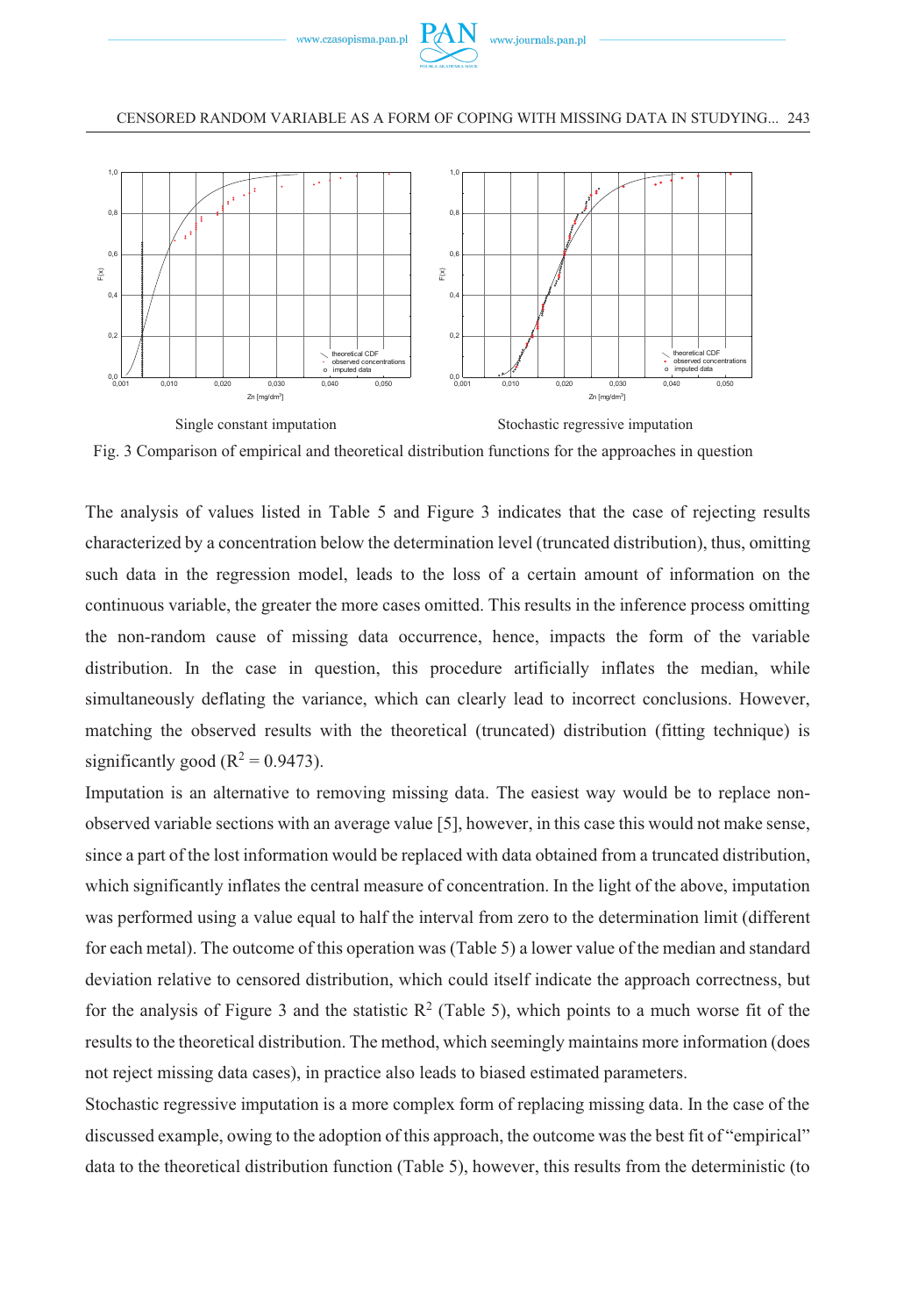Single constant imputation

Stochastic regressive imputation

Fig. 3 Comparison of empirical and theoretical distribution functions for the approaches in question

The analysis of values listed in Table 5 and Figure 3 indicates that the case of rejecting results characterized by a concentration below the determination level (truncated distribution), thus, omitting such data in the regression model, leads to the loss of a certain amount of information on the continuous variable, the greater the more cases omitted. This results in the inference process omitting the non-random cause of missing data occurrence, hence, impacts the form of the variable distribution. In the case in question, this procedure artificially inflates the median, while simultaneously deflating the variance, which can clearly lead to incorrect conclusions. However, matching the observed results with the theoretical (truncated) distribution (fitting technique) is significantly good ($R^2 = 0.9473$).

Imputation is an alternative to removing missing data. The easiest way would be to replace non-observed variable sections with an average value [5], however, in this case this would not make sense, since a part of the lost information would be replaced with data obtained from a truncated distribution, which significantly inflates the central measure of concentration. In the light of the above, imputation was performed using a value equal to half the interval from zero to the determination limit (different for each metal). The outcome of this operation was (Table 5) a lower value of the median and standard deviation relative to censored distribution, which could itself indicate the approach correctness, but for the analysis of Figure 3 and the statistic $R^2$ (Table 5), which points to a much worse fit of the results to the theoretical distribution. The method, which seemingly maintains more information (does not reject missing data cases), in practice also leads to biased estimated parameters.

Stochastic regressive imputation is a more complex form of replacing missing data. In the case of the discussed example, owing to the adoption of this approach, the outcome was the best fit of "empirical" data to the theoretical distribution function (Table 5), however, this results from the deterministic (to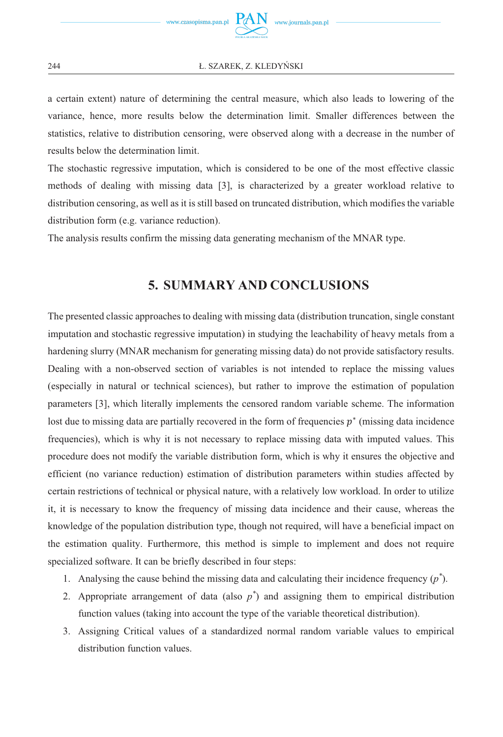a certain extent) nature of determining the central measure, which also leads to lowering of the variance, hence, more results below the determination limit. Smaller differences between the statistics, relative to distribution censoring, were observed along with a decrease in the number of results below the determination limit.

The stochastic regressive imputation, which is considered to be one of the most effective classic methods of dealing with missing data [3], is characterized by a greater workload relative to distribution censoring, as well as it is still based on truncated distribution, which modifies the variable distribution form (e.g. variance reduction).

The analysis results confirm the missing data generating mechanism of the MNAR type.

## 5. SUMMARY AND CONCLUSIONS

The presented classic approaches to dealing with missing data (distribution truncation, single constant imputation and stochastic regressive imputation) in studying the leachability of heavy metals from a hardening slurry (MNAR mechanism for generating missing data) do not provide satisfactory results. Dealing with a non-observed section of variables is not intended to replace the missing values (especially in natural or technical sciences), but rather to improve the estimation of population parameters [3], which literally implements the censored random variable scheme. The information lost due to missing data are partially recovered in the form of frequencies $p^*$ (missing data incidence frequencies), which is why it is not necessary to replace missing data with imputed values. This procedure does not modify the variable distribution form, which is why it ensures the objective and efficient (no variance reduction) estimation of distribution parameters within studies affected by certain restrictions of technical or physical nature, with a relatively low workload. In order to utilize it, it is necessary to know the frequency of missing data incidence and their cause, whereas the knowledge of the population distribution type, though not required, will have a beneficial impact on the estimation quality. Furthermore, this method is simple to implement and does not require specialized software. It can be briefly described in four steps:

1. Analysing the cause behind the missing data and calculating their incidence frequency ($p^*$).
2. Appropriate arrangement of data (also $p^*$) and assigning them to empirical distribution function values (taking into account the type of the variable theoretical distribution).
3. Assigning Critical values of a standardized normal random variable values to empirical distribution function values.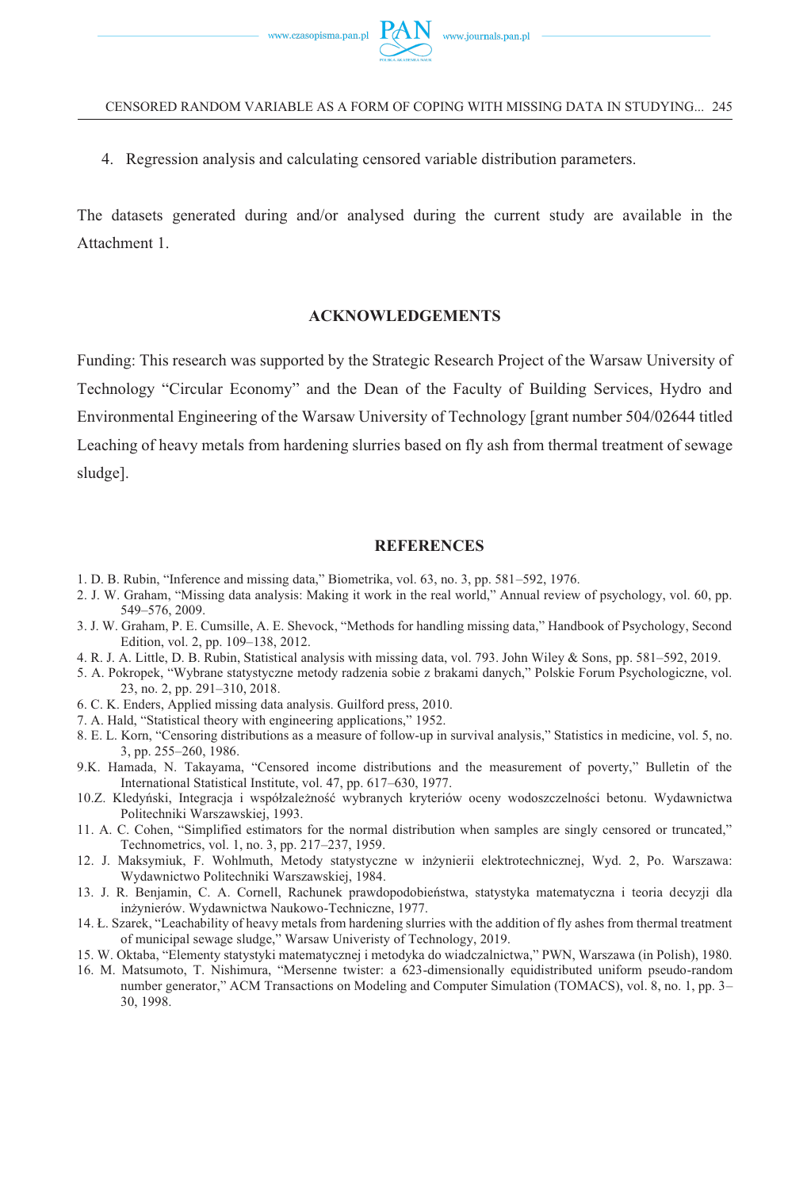4. Regression analysis and calculating censored variable distribution parameters.

The datasets generated during and/or analysed during the current study are available in the Attachment 1.

## ACKNOWLEDGEMENTS

Funding: This research was supported by the Strategic Research Project of the Warsaw University of Technology "Circular Economy" and the Dean of the Faculty of Building Services, Hydro and Environmental Engineering of the Warsaw University of Technology [grant number 504/02644 titled Leaching of heavy metals from hardening slurries based on fly ash from thermal treatment of sewage sludge].

## REFERENCES

1. D. B. Rubin, "Inference and missing data," Biometrika, vol. 63, no. 3, pp. 581–592, 1976.
2. J. W. Graham, "Missing data analysis: Making it work in the real world," Annual review of psychology, vol. 60, pp. 549–576, 2009.
3. J. W. Graham, P. E. Cumsille, A. E. Shevock, "Methods for handling missing data," Handbook of Psychology, Second Edition, vol. 2, pp. 109–138, 2012.
4. R. J. A. Little, D. B. Rubin, Statistical analysis with missing data, vol. 793. John Wiley & Sons, pp. 581–592, 2019.
5. A. Pokropek, "Wybrane statystyczne metody radzenia sobie z brakami danych," Polskie Forum Psychologiczne, vol. 23, no. 2, pp. 291–310, 2018.
6. C. K. Enders, Applied missing data analysis. Guilford press, 2010.
7. A. Hald, "Statistical theory with engineering applications," 1952.
8. E. L. Korn, "Censoring distributions as a measure of follow-up in survival analysis," Statistics in medicine, vol. 5, no. 3, pp. 255–260, 1986.
9. K. Hamada, N. Takayama, "Censored income distributions and the measurement of poverty," Bulletin of the International Statistical Institute, vol. 47, pp. 617–630, 1977.
10. Z. Kledyński, Integracja i współzależność wybranych kryteriów oceny wodoszczelności betonu. Wydawnictwa Politechniki Warszawskiej, 1993.
11. A. C. Cohen, "Simplified estimators for the normal distribution when samples are singly censored or truncated," Technometrics, vol. 1, no. 3, pp. 217–237, 1959.
12. J. Maksymiuk, F. Wohlmuth, Metody statystyczne w inżynierii elektrotechnicznej, Wyd. 2, Po. Warszawa: Wydawnictwo Politechniki Warszawskiej, 1984.
13. J. R. Benjamin, C. A. Cornell, Rachunek prawdopodobieństwa, statystyka matematyczna i teoria decyzji dla inżynierów. Wydawnictwa Naukowo-Techniczne, 1977.
14. Ł. Szarek, "Leachability of heavy metals from hardening slurries with the addition of fly ashes from thermal treatment of municipal sewage sludge," Warsaw Univeristy of Technology, 2019.
15. W. Oktaba, "Elementy statystyki matematycznej i metodyka do wiadczalnictwa," PWN, Warszawa (in Polish), 1980.
16. M. Matsumoto, T. Nishimura, "Mersenne twister: a 623-dimensionally equidistributed uniform pseudo-random number generator," ACM Transactions on Modeling and Computer Simulation (TOMACS), vol. 8, no. 1, pp. 3–30, 1998.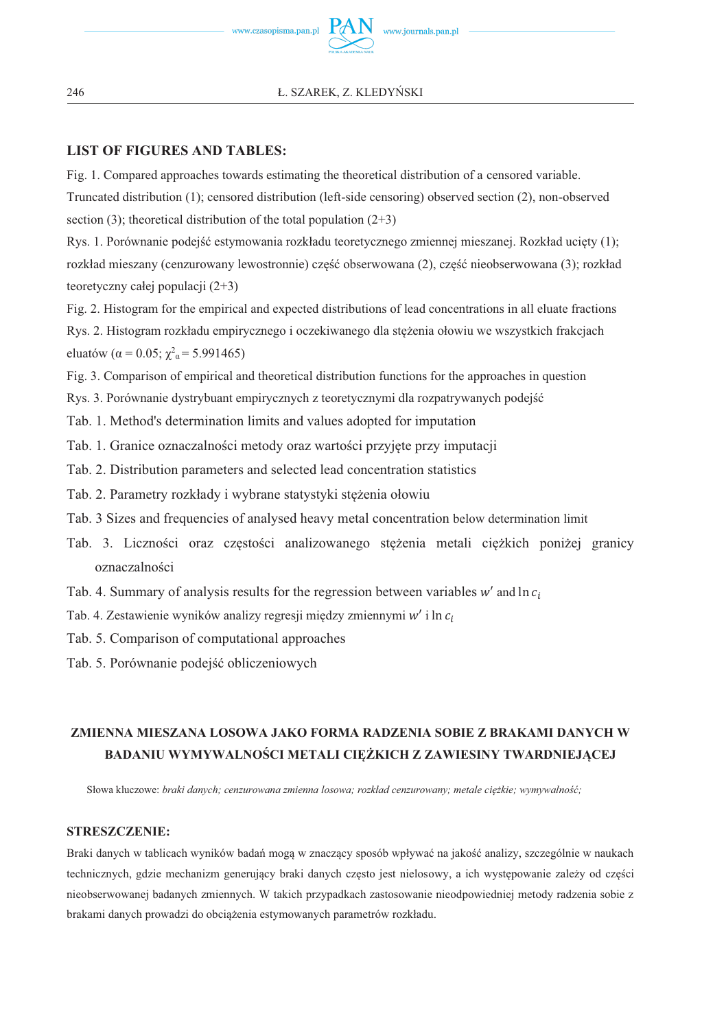**LIST OF FIGURES AND TABLES:**

Fig. 1. Compared approaches towards estimating the theoretical distribution of a censored variable. Truncated distribution (1); censored distribution (left-side censoring) observed section (2), non-observed section (3); theoretical distribution of the total population (2+3)

Rys. 1. Porównanie podejść estymowania rozkładu teoretycznego zmiennej mieszanej. Rozkład ucięty (1); rozkład mieszany (cenzurowany lewostronnie) część obserwowana (2), część nieobserwowana (3); rozkład teoretyczny całej populacji (2+3)

Fig. 2. Histogram for the empirical and expected distributions of lead concentrations in all eluate fractions

Rys. 2. Histogram rozkładu empirycznego i oczekiwanego dla stężenia ołowiu we wszystkich frakcjach eluatów ($\alpha = 0.05$; $\chi^2_\alpha = 5.991465$)

Fig. 3. Comparison of empirical and theoretical distribution functions for the approaches in question

Rys. 3. Porównanie dystrybuant empirycznych z teoretycznymi dla rozpatrywanych podejść

Tab. 1. Method's determination limits and values adopted for imputation

Tab. 1. Granice oznaczalności metody oraz wartości przyjęte przy imputacji

Tab. 2. Distribution parameters and selected lead concentration statistics

Tab. 2. Parametry rozkłady i wybrane statystyki stężenia ołowiu

Tab. 3 Sizes and frequencies of analysed heavy metal concentration below determination limit

Tab. 3. Liczności oraz częstości analizowanego stężenia metali ciężkich poniżej granicy oznaczalności

Tab. 4. Summary of analysis results for the regression between variables $w'$ and $\ln c_i$

Tab. 4. Zestawienie wyników analizy regresji między zmiennymi $w'$ i $\ln c_i$

Tab. 5. Comparison of computational approaches

Tab. 5. Porównanie podejść obliczeniowych

## ZMIENNA MIESZANA LOSOWA JAKO FORMA RADZENIA SOBIE Z BRAKAMI DANYCH W BADANIU WYMYWALNOŚCI METALI CIĘŻKICH Z ZAWIESINY TWARDNIEJĄCEJ

Słowa kluczowe: *braki danych; cenzurowana zmienna losowa; rozkład cenzurowany; metale ciężkie; wymywalność;*

**STRESZCZENIE:**

Braki danych w tablicach wyników badań mogą w znaczący sposób wpływać na jakość analizy, szczególnie w naukach technicznych, gdzie mechanizm generujący braki danych często jest nielosowy, a ich występowanie zależy od części nieobserwowanej badanych zmiennych. W takich przypadkach zastosowanie nieodpowiedniej metody radzenia sobie z brakami danych prowadzi do obciążenia estymowanych parametrów rozkładu.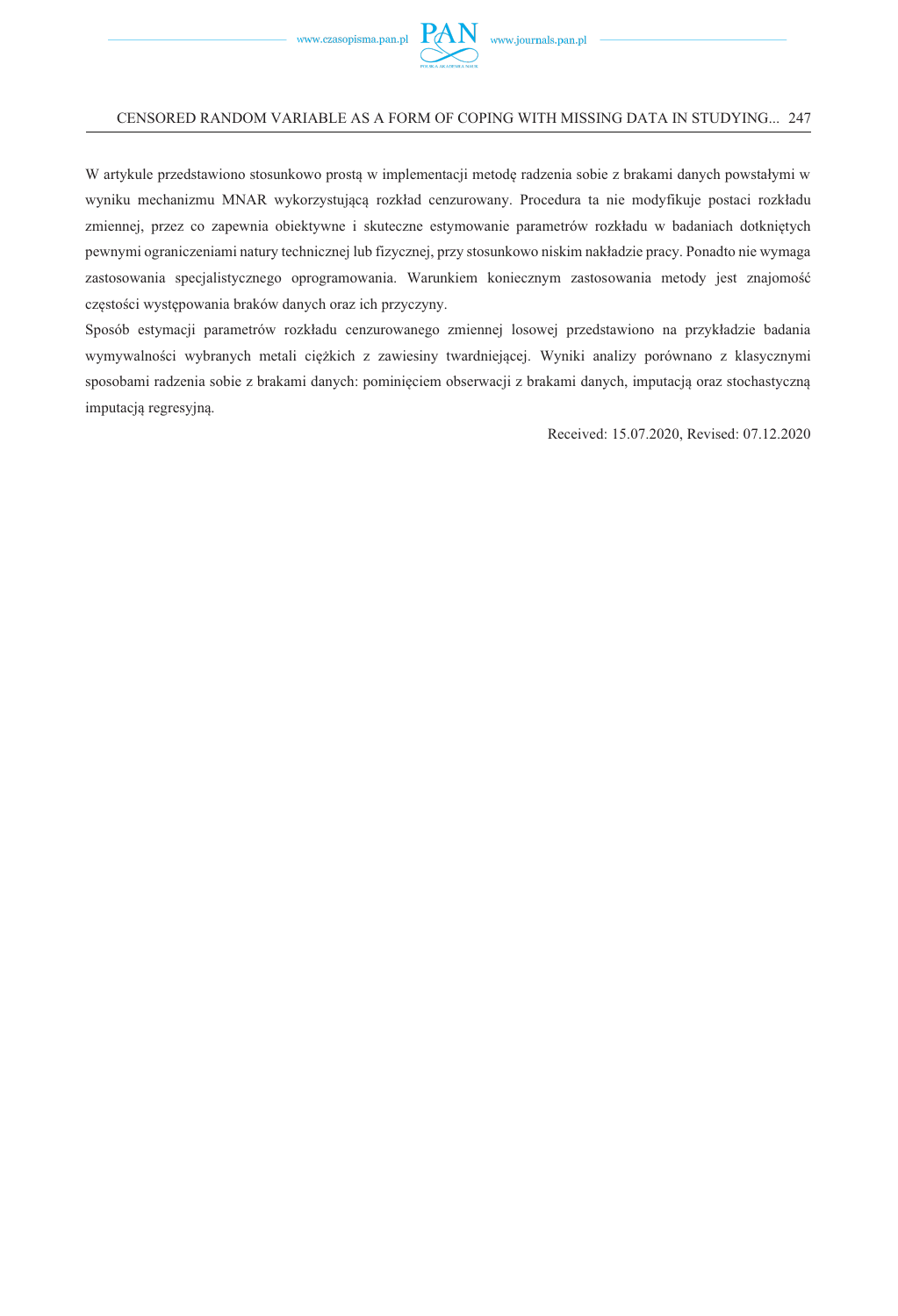W artykule przedstawiono stosunkowo prostą w implementacji metodę radzenia sobie z brakami danych powstałymi w wyniku mechanizmu MNAR wykorzystującą rozkład cenzurowany. Procedura ta nie modyfikuje postaci rozkładu zmiennej, przez co zapewnia obiektywne i skuteczne estymowanie parametrów rozkładu w badaniach dotkniętych pewnymi ograniczeniami natury technicznej lub fizycznej, przy stosunkowo niskim nakładzie pracy. Ponadto nie wymaga zastosowania specjalistycznego oprogramowania. Warunkiem koniecznym zastosowania metody jest znajomość częstości występowania braków danych oraz ich przyczyny.

Sposób estymacji parametrów rozkładu cenzurowanego zmiennej losowej przedstawiono na przykładzie badania wymywalności wybranych metali ciężkich z zawiesiny twardniejącej. Wyniki analizy porównano z klasycznymi sposobami radzenia sobie z brakami danych: pominięciem obserwacji z brakami danych, imputacją oraz stochastyczną imputacją regresyjną.

Received: 15.07.2020, Revised: 07.12.2020